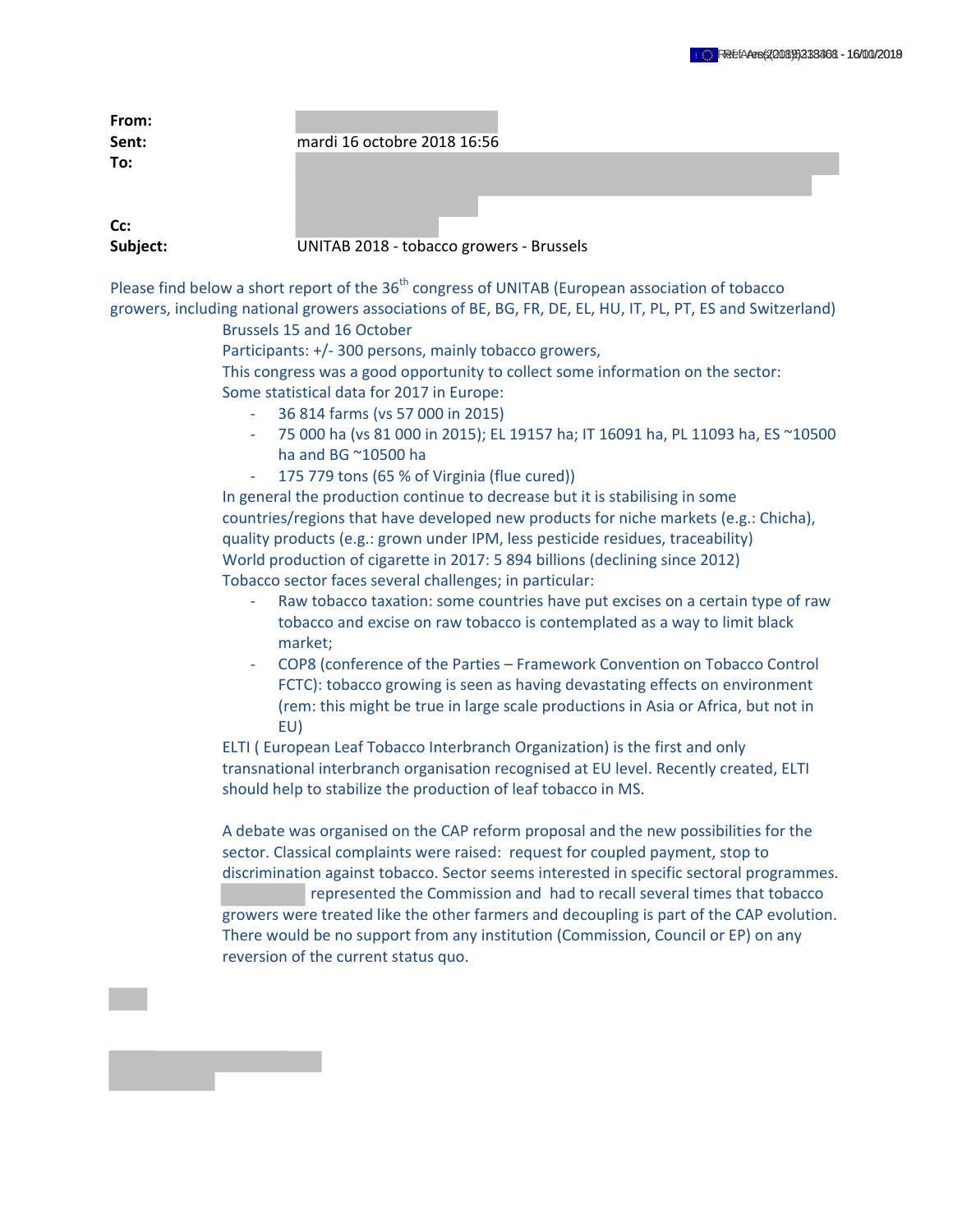**From:**
**Sent:** mardi 16 octobre 2018 16:56
**To:**

**Cc:**
**Subject:** UNITAB 2018 - tobacco growers - Brussels

Please find below a short report of the 36th congress of UNITAB (European association of tobacco growers, including national growers associations of BE, BG, FR, DE, EL, HU, IT, PL, PT, ES and Switzerland)

Brussels 15 and 16 October

Participants: +/- 300 persons, mainly tobacco growers,

This congress was a good opportunity to collect some information on the sector:

Some statistical data for 2017 in Europe:

- 36 814 farms (vs 57 000 in 2015)
- 75 000 ha (vs 81 000 in 2015); EL 19157 ha; IT 16091 ha, PL 11093 ha, ES ~10500 ha and BG ~10500 ha
- 175 779 tons (65 % of Virginia (flue cured))

In general the production continue to decrease but it is stabilising in some countries/regions that have developed new products for niche markets (e.g.: Chicha), quality products (e.g.: grown under IPM, less pesticide residues, traceability)

World production of cigarette in 2017: 5 894 billions (declining since 2012)

Tobacco sector faces several challenges; in particular:

- Raw tobacco taxation: some countries have put excises on a certain type of raw tobacco and excise on raw tobacco is contemplated as a way to limit black market;
- COP8 (conference of the Parties – Framework Convention on Tobacco Control FCTC): tobacco growing is seen as having devastating effects on environment (rem: this might be true in large scale productions in Asia or Africa, but not in EU)

ELTI ( European Leaf Tobacco Interbranch Organization) is the first and only transnational interbranch organisation recognised at EU level. Recently created, ELTI should help to stabilize the production of leaf tobacco in MS.

A debate was organised on the CAP reform proposal and the new possibilities for the sector. Classical complaints were raised: request for coupled payment, stop to discrimination against tobacco. Sector seems interested in specific sectoral programmes. represented the Commission and had to recall several times that tobacco growers were treated like the other farmers and decoupling is part of the CAP evolution. There would be no support from any institution (Commission, Council or EP) on any reversion of the current status quo.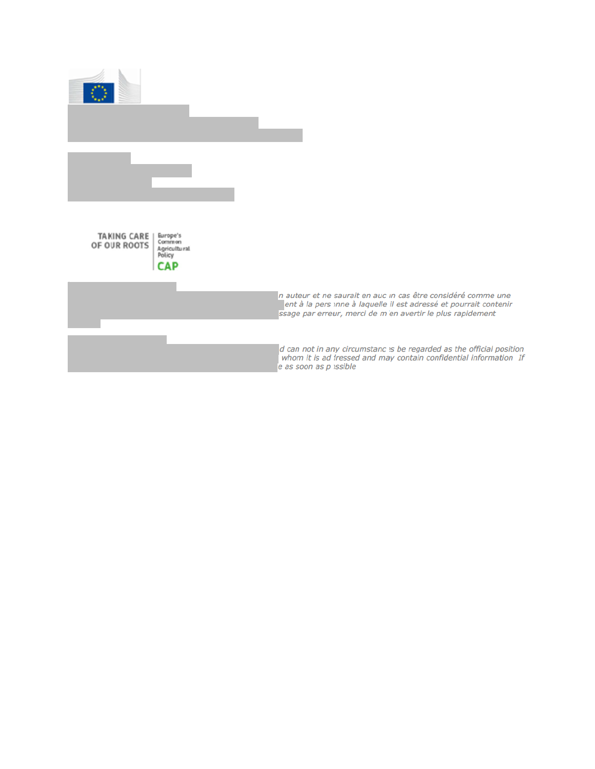TAKING CARE OF OUR ROOTS

Europe's Common Agricultural Policy

CAP

*n auteur et ne saurait en auc ın cas être considéré comme une*
*ent à la pers ınne à laquelle il est adressé et pourrait contenir*
*ssage par erreur, merci de m en avertir le plus rapidement*

*d can not in any circumstanc :s be regarded as the official position*
*whom it is ad iressed and may contain confidential information If*
*e as soon as p ıssible*